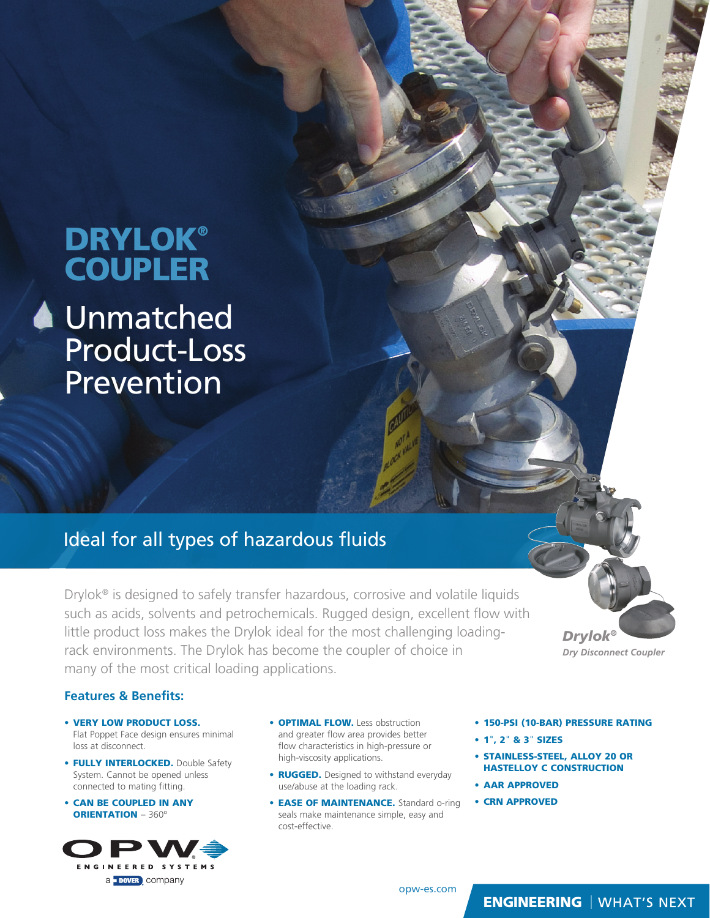# DRYLOK® COUPLER

## Unmatched Product-Loss Prevention

## Ideal for all types of hazardous fluids

Drylok® is designed to safely transfer hazardous, corrosive and volatile liquids such as acids, solvents and petrochemicals. Rugged design, excellent flow with little product loss makes the Drylok ideal for the most challenging loading-rack environments. The Drylok has become the coupler of choice in many of the most critical loading applications.

***Drylok®***
*Dry Disconnect Coupler*

### Features & Benefits:

- **VERY LOW PRODUCT LOSS.** Flat Poppet Face design ensures minimal loss at disconnect.
- **FULLY INTERLOCKED.** Double Safety System. Cannot be opened unless connected to mating fitting.
- **CAN BE COUPLED IN ANY ORIENTATION** – 360°
- **OPTIMAL FLOW.** Less obstruction and greater flow area provides better flow characteristics in high-pressure or high-viscosity applications.
- **RUGGED.** Designed to withstand everyday use/abuse at the loading rack.
- **EASE OF MAINTENANCE.** Standard o-ring seals make maintenance simple, easy and cost-effective.
- **150-PSI (10-BAR) PRESSURE RATING**
- **1", 2" & 3" SIZES**
- **STAINLESS-STEEL, ALLOY 20 OR HASTELLOY C CONSTRUCTION**
- **AAR APPROVED**
- **CRN APPROVED**

OPW ENGINEERED SYSTEMS
a DOVER company

opw-es.com

**ENGINEERING** | WHAT'S NEXT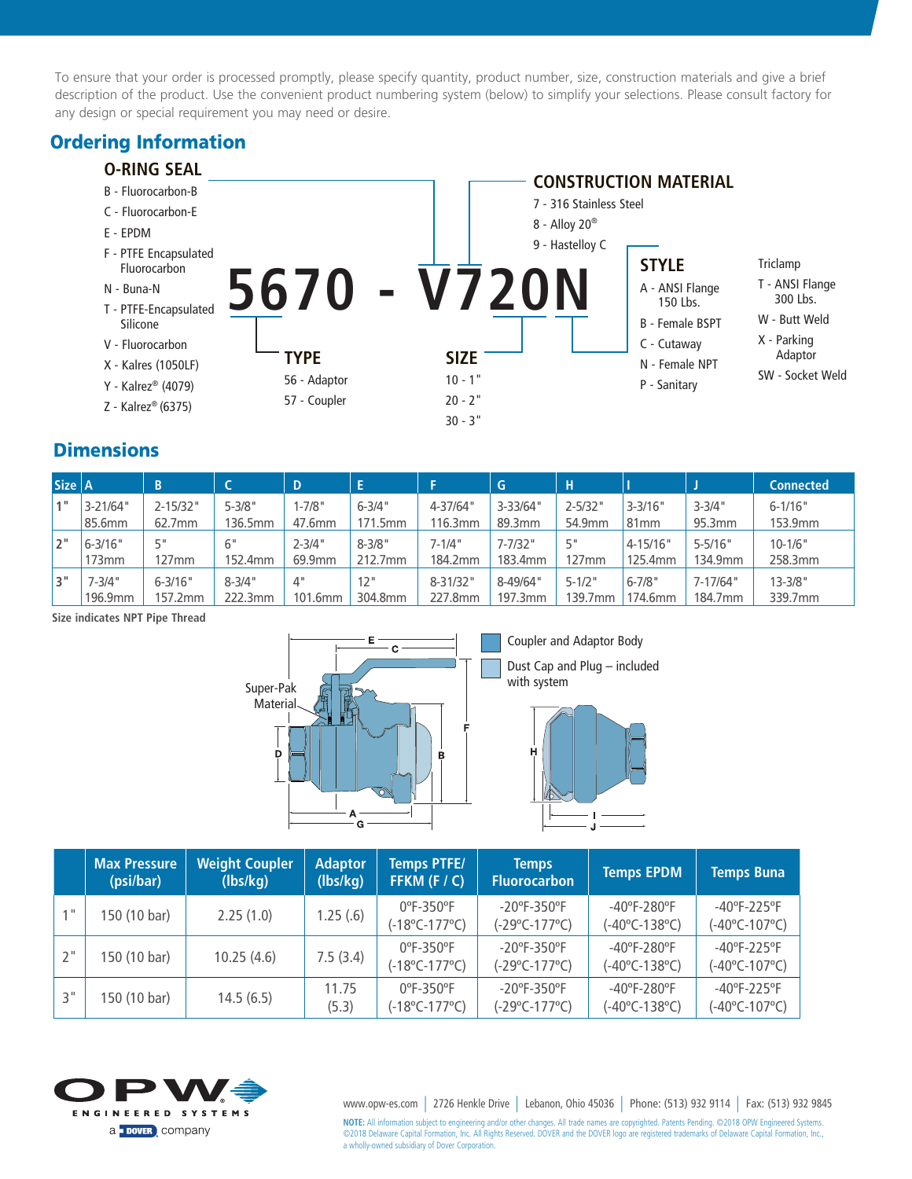To ensure that your order is processed promptly, please specify quantity, product number, size, construction materials and give a brief description of the product. Use the convenient product numbering system (below) to simplify your selections. Please consult factory for any design or special requirement you may need or desire.

## Ordering Information

**5670 - V720N**

### O-RING SEAL

- B - Fluorocarbon-B
- C - Fluorocarbon-E
- E - EPDM
- F - PTFE Encapsulated Fluorocarbon
- N - Buna-N
- T - PTFE-Encapsulated Silicone
- V - Fluorocarbon
- X - Kalres (1050LF)
- Y - Kalrez® (4079)
- Z - Kalrez® (6375)

### TYPE

- 56 - Adaptor
- 57 - Coupler

### SIZE

- 10 - 1"
- 20 - 2"
- 30 - 3"

### CONSTRUCTION MATERIAL

- 7 - 316 Stainless Steel
- 8 - Alloy 20®
- 9 - Hastelloy C

### STYLE

- A - ANSI Flange 150 Lbs.
- B - Female BSPT
- C - Cutaway
- N - Female NPT
- P - Sanitary
- Triclamp
- T - ANSI Flange 300 Lbs.
- W - Butt Weld
- X - Parking Adaptor
- SW - Socket Weld

## Dimensions

| Size | A | B | C | D | E | F | G | H | I | J | Connected |
|---|---|---|---|---|---|---|---|---|---|---|---|
| 1" | 3-21/64" 85.6mm | 2-15/32" 62.7mm | 5-3/8" 136.5mm | 1-7/8" 47.6mm | 6-3/4" 171.5mm | 4-37/64" 116.3mm | 3-33/64" 89.3mm | 2-5/32" 54.9mm | 3-3/16" 81mm | 3-3/4" 95.3mm | 6-1/16" 153.9mm |
| 2" | 6-3/16" 173mm | 5" 127mm | 6" 152.4mm | 2-3/4" 69.9mm | 8-3/8" 212.7mm | 7-1/4" 184.2mm | 7-7/32" 183.4mm | 5" 127mm | 4-15/16" 125.4mm | 5-5/16" 134.9mm | 10-1/6" 258.3mm |
| 3" | 7-3/4" 196.9mm | 6-3/16" 157.2mm | 8-3/4" 222.3mm | 4" 101.6mm | 12" 304.8mm | 8-31/32" 227.8mm | 8-49/64" 197.3mm | 5-1/2" 139.7mm | 6-7/8" 174.6mm | 7-17/64" 184.7mm | 13-3/8" 339.7mm |

**Size indicates NPT Pipe Thread**

Super-Pak Material

Coupler and Adaptor Body

Dust Cap and Plug – included with system

| | Max Pressure (psi/bar) | Weight Coupler (lbs/kg) | Adaptor (lbs/kg) | Temps PTFE/ FFKM (F / C) | Temps Fluorocarbon | Temps EPDM | Temps Buna |
|---|---|---|---|---|---|---|---|
| 1" | 150 (10 bar) | 2.25 (1.0) | 1.25 (.6) | 0ºF-350ºF (-18ºC-177ºC) | -20ºF-350ºF (-29ºC-177ºC) | -40ºF-280ºF (-40ºC-138ºC) | -40ºF-225ºF (-40ºC-107ºC) |
| 2" | 150 (10 bar) | 10.25 (4.6) | 7.5 (3.4) | 0ºF-350ºF (-18ºC-177ºC) | -20ºF-350ºF (-29ºC-177ºC) | -40ºF-280ºF (-40ºC-138ºC) | -40ºF-225ºF (-40ºC-107ºC) |
| 3" | 150 (10 bar) | 14.5 (6.5) | 11.75 (5.3) | 0ºF-350ºF (-18ºC-177ºC) | -20ºF-350ºF (-29ºC-177ºC) | -40ºF-280ºF (-40ºC-138ºC) | -40ºF-225ºF (-40ºC-107ºC) |

OPW ENGINEERED SYSTEMS
a DOVER company

www.opw-es.com | 2726 Henkle Drive | Lebanon, Ohio 45036 | Phone: (513) 932 9114 | Fax: (513) 932 9845

**NOTE:** All information subject to engineering and/or other changes. All trade names are copyrighted. Patents Pending. ©2018 OPW Engineered Systems. ©2018 Delaware Capital Formation, Inc. All Rights Reserved. DOVER and the DOVER logo are registered trademarks of Delaware Capital Formation, Inc., a wholly-owned subsidiary of Dover Corporation.